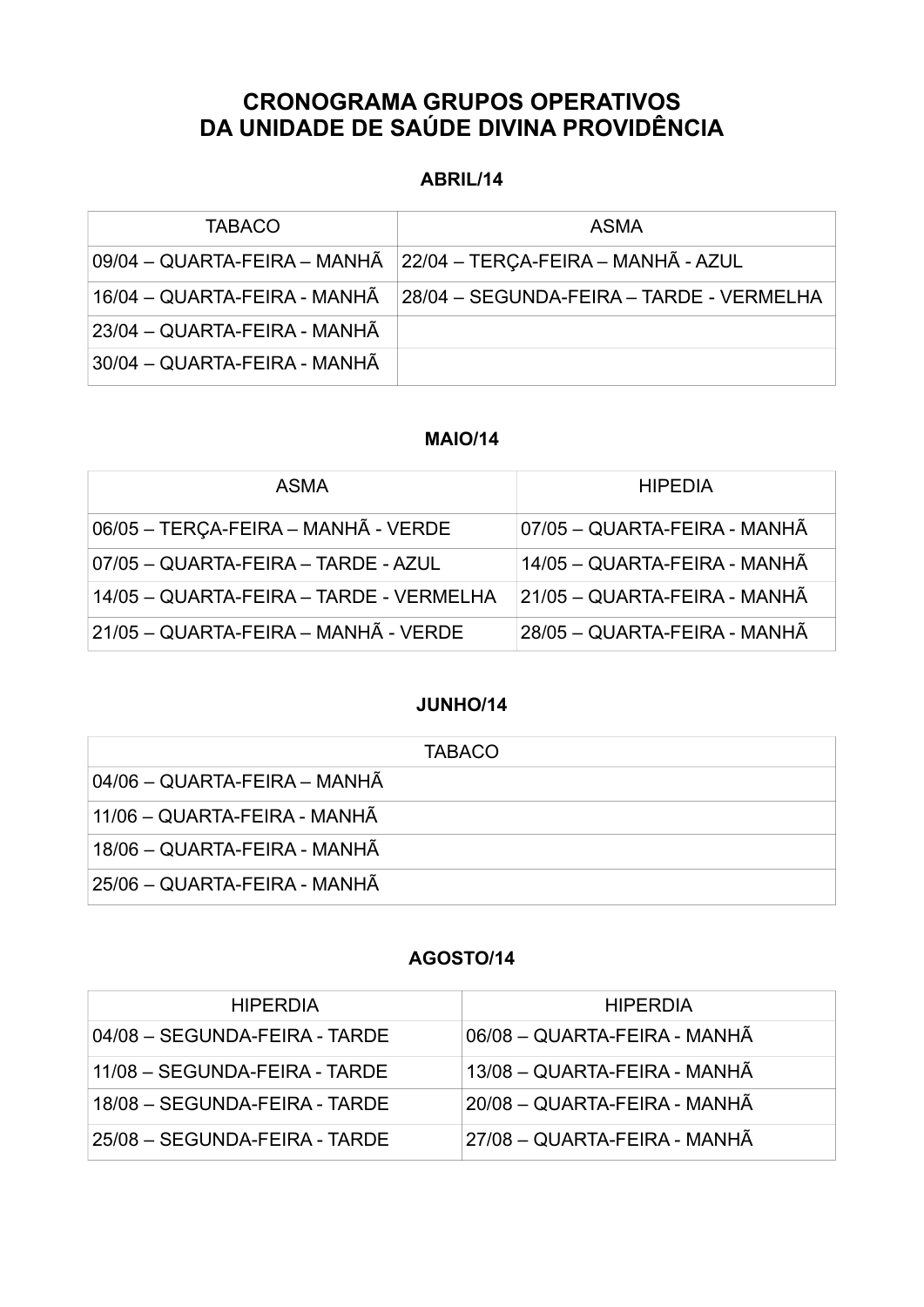# CRONOGRAMA GRUPOS OPERATIVOS
# DA UNIDADE DE SAÚDE DIVINA PROVIDÊNCIA

### ABRIL/14

| TABACO | ASMA |
|---|---|
| 09/04 – QUARTA-FEIRA – MANHÃ | 22/04 – TERÇA-FEIRA – MANHÃ - AZUL |
| 16/04 – QUARTA-FEIRA - MANHÃ | 28/04 – SEGUNDA-FEIRA – TARDE - VERMELHA |
| 23/04 – QUARTA-FEIRA - MANHÃ | |
| 30/04 – QUARTA-FEIRA - MANHÃ | |

### MAIO/14

| ASMA | HIPEDIA |
|---|---|
| 06/05 – TERÇA-FEIRA – MANHÃ - VERDE | 07/05 – QUARTA-FEIRA - MANHÃ |
| 07/05 – QUARTA-FEIRA – TARDE - AZUL | 14/05 – QUARTA-FEIRA - MANHÃ |
| 14/05 – QUARTA-FEIRA – TARDE - VERMELHA | 21/05 – QUARTA-FEIRA - MANHÃ |
| 21/05 – QUARTA-FEIRA – MANHÃ - VERDE | 28/05 – QUARTA-FEIRA - MANHÃ |

### JUNHO/14

| TABACO |
|---|
| 04/06 – QUARTA-FEIRA – MANHÃ |
| 11/06 – QUARTA-FEIRA - MANHÃ |
| 18/06 – QUARTA-FEIRA - MANHÃ |
| 25/06 – QUARTA-FEIRA - MANHÃ |

### AGOSTO/14

| HIPERDIA | HIPERDIA |
|---|---|
| 04/08 – SEGUNDA-FEIRA - TARDE | 06/08 – QUARTA-FEIRA - MANHÃ |
| 11/08 – SEGUNDA-FEIRA - TARDE | 13/08 – QUARTA-FEIRA - MANHÃ |
| 18/08 – SEGUNDA-FEIRA - TARDE | 20/08 – QUARTA-FEIRA - MANHÃ |
| 25/08 – SEGUNDA-FEIRA - TARDE | 27/08 – QUARTA-FEIRA - MANHÃ |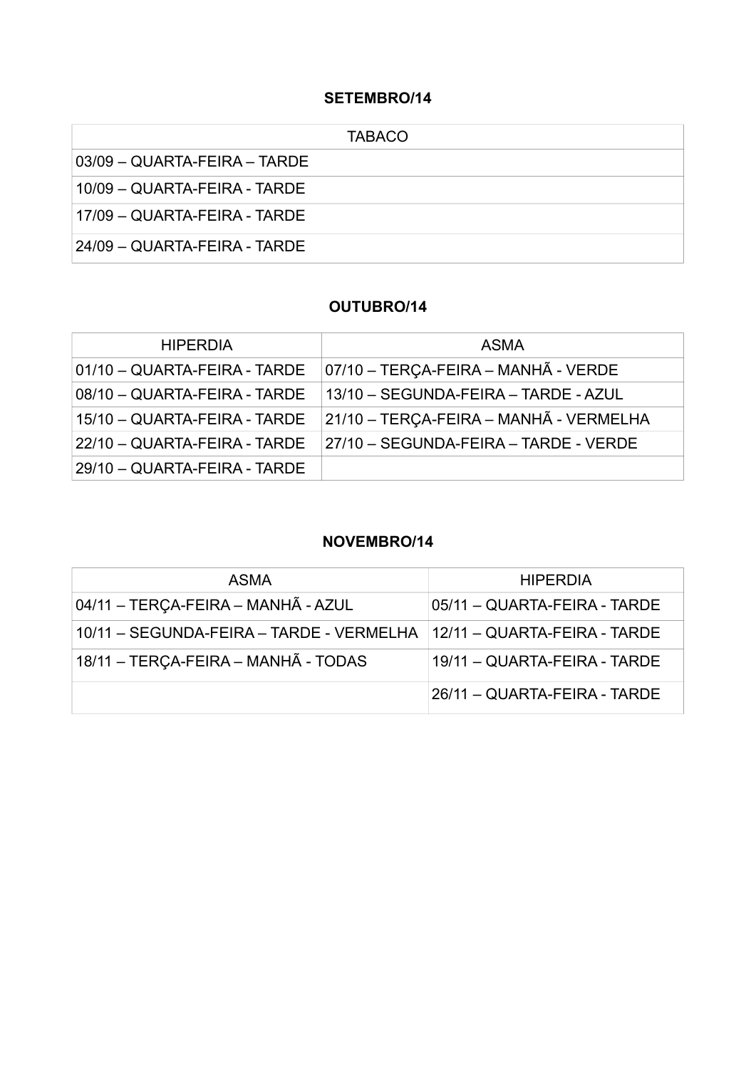**SETEMBRO/14**

| TABACO |
|---|
| 03/09 – QUARTA-FEIRA – TARDE |
| 10/09 – QUARTA-FEIRA - TARDE |
| 17/09 – QUARTA-FEIRA - TARDE |
| 24/09 – QUARTA-FEIRA - TARDE |

**OUTUBRO/14**

| HIPERDIA | ASMA |
|---|---|
| 01/10 – QUARTA-FEIRA - TARDE | 07/10 – TERÇA-FEIRA – MANHÃ - VERDE |
| 08/10 – QUARTA-FEIRA - TARDE | 13/10 – SEGUNDA-FEIRA – TARDE - AZUL |
| 15/10 – QUARTA-FEIRA - TARDE | 21/10 – TERÇA-FEIRA – MANHÃ - VERMELHA |
| 22/10 – QUARTA-FEIRA - TARDE | 27/10 – SEGUNDA-FEIRA – TARDE - VERDE |
| 29/10 – QUARTA-FEIRA - TARDE | |

**NOVEMBRO/14**

| ASMA | HIPERDIA |
|---|---|
| 04/11 – TERÇA-FEIRA – MANHÃ - AZUL | 05/11 – QUARTA-FEIRA - TARDE |
| 10/11 – SEGUNDA-FEIRA – TARDE - VERMELHA | 12/11 – QUARTA-FEIRA - TARDE |
| 18/11 – TERÇA-FEIRA – MANHÃ - TODAS | 19/11 – QUARTA-FEIRA - TARDE |
| | 26/11 – QUARTA-FEIRA - TARDE |